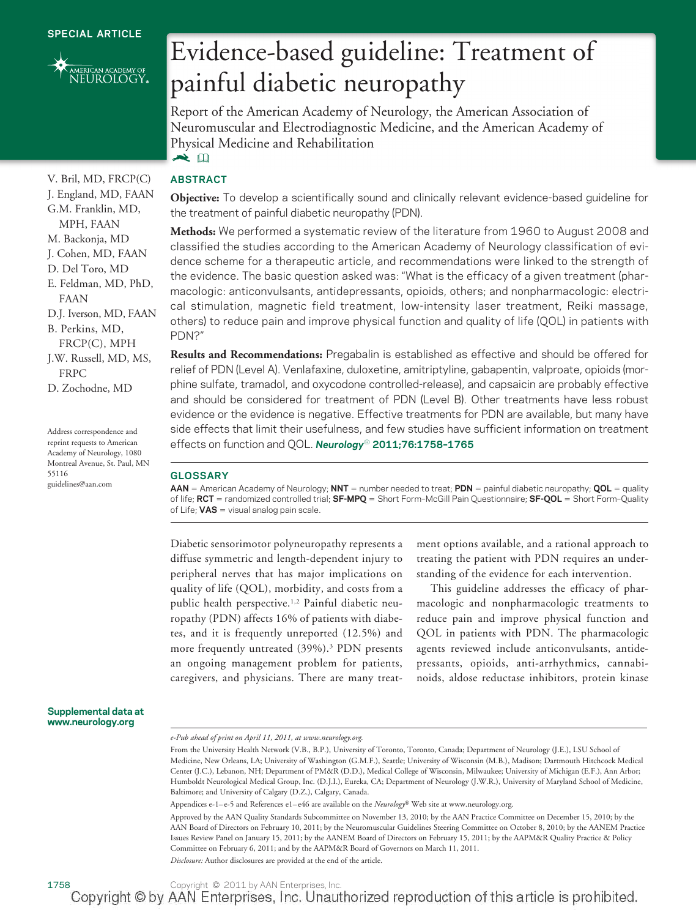SPECIAL ARTICLE

# Evidence-based guideline: Treatment of painful diabetic neuropathy

Report of the American Academy of Neurology, the American Association of Neuromuscular and Electrodiagnostic Medicine, and the American Academy of Physical Medicine and Rehabilitation

V. Bril, MD, FRCP(C)
J. England, MD, FAAN
G.M. Franklin, MD, MPH, FAAN
M. Backonja, MD
J. Cohen, MD, FAAN
D. Del Toro, MD
E. Feldman, MD, PhD, FAAN
D.J. Iverson, MD, FAAN
B. Perkins, MD, FRCP(C), MPH
J.W. Russell, MD, MS, FRPC
D. Zochodne, MD

Address correspondence and reprint requests to American Academy of Neurology, 1080 Montreal Avenue, St. Paul, MN 55116
guidelines@aan.com

## ABSTRACT

**Objective:** To develop a scientifically sound and clinically relevant evidence-based guideline for the treatment of painful diabetic neuropathy (PDN).

**Methods:** We performed a systematic review of the literature from 1960 to August 2008 and classified the studies according to the American Academy of Neurology classification of evidence scheme for a therapeutic article, and recommendations were linked to the strength of the evidence. The basic question asked was: "What is the efficacy of a given treatment (pharmacologic: anticonvulsants, antidepressants, opioids, others; and nonpharmacologic: electrical stimulation, magnetic field treatment, low-intensity laser treatment, Reiki massage, others) to reduce pain and improve physical function and quality of life (QOL) in patients with PDN?"

**Results and Recommendations:** Pregabalin is established as effective and should be offered for relief of PDN (Level A). Venlafaxine, duloxetine, amitriptyline, gabapentin, valproate, opioids (morphine sulfate, tramadol, and oxycodone controlled-release), and capsaicin are probably effective and should be considered for treatment of PDN (Level B). Other treatments have less robust evidence or the evidence is negative. Effective treatments for PDN are available, but many have side effects that limit their usefulness, and few studies have sufficient information on treatment effects on function and QOL. *Neurology®* **2011;76:1758–1765**

## GLOSSARY

**AAN** = American Academy of Neurology; **NNT** = number needed to treat; **PDN** = painful diabetic neuropathy; **QOL** = quality of life; **RCT** = randomized controlled trial; **SF-MPQ** = Short Form–McGill Pain Questionnaire; **SF-QOL** = Short Form–Quality of Life; **VAS** = visual analog pain scale.

Diabetic sensorimotor polyneuropathy represents a diffuse symmetric and length-dependent injury to peripheral nerves that has major implications on quality of life (QOL), morbidity, and costs from a public health perspective.[1,2] Painful diabetic neuropathy (PDN) affects 16% of patients with diabetes, and it is frequently unreported (12.5%) and more frequently untreated (39%).[3] PDN presents an ongoing management problem for patients, caregivers, and physicians. There are many treatment options available, and a rational approach to treating the patient with PDN requires an understanding of the evidence for each intervention.

This guideline addresses the efficacy of pharmacologic and nonpharmacologic treatments to reduce pain and improve physical function and QOL in patients with PDN. The pharmacologic agents reviewed include anticonvulsants, antidepressants, opioids, anti-arrhythmics, cannabinoids, aldose reductase inhibitors, protein kinase

**Supplemental data at www.neurology.org**

*e-Pub ahead of print on April 11, 2011, at www.neurology.org.*

From the University Health Network (V.B., B.P.), University of Toronto, Toronto, Canada; Department of Neurology (J.E.), LSU School of Medicine, New Orleans, LA; University of Washington (G.M.F.), Seattle; University of Wisconsin (M.B.), Madison; Dartmouth Hitchcock Medical Center (J.C.), Lebanon, NH; Department of PM&R (D.D.), Medical College of Wisconsin, Milwaukee; University of Michigan (E.F.), Ann Arbor; Humboldt Neurological Medical Group, Inc. (D.J.I.), Eureka, CA; Department of Neurology (J.W.R.), University of Maryland School of Medicine, Baltimore; and University of Calgary (D.Z.), Calgary, Canada.

Appendices e-1–e-5 and References e1–e46 are available on the *Neurology®* Web site at www.neurology.org.

Approved by the AAN Quality Standards Subcommittee on November 13, 2010; by the AAN Practice Committee on December 15, 2010; by the AAN Board of Directors on February 10, 2011; by the Neuromuscular Guidelines Steering Committee on October 8, 2010; by the AANEM Practice Issues Review Panel on January 15, 2011; by the AANEM Board of Directors on February 15, 2011; by the AAPM&R Quality Practice & Policy Committee on February 6, 2011; and by the AAPM&R Board of Governors on March 11, 2011.

*Disclosure:* Author disclosures are provided at the end of the article.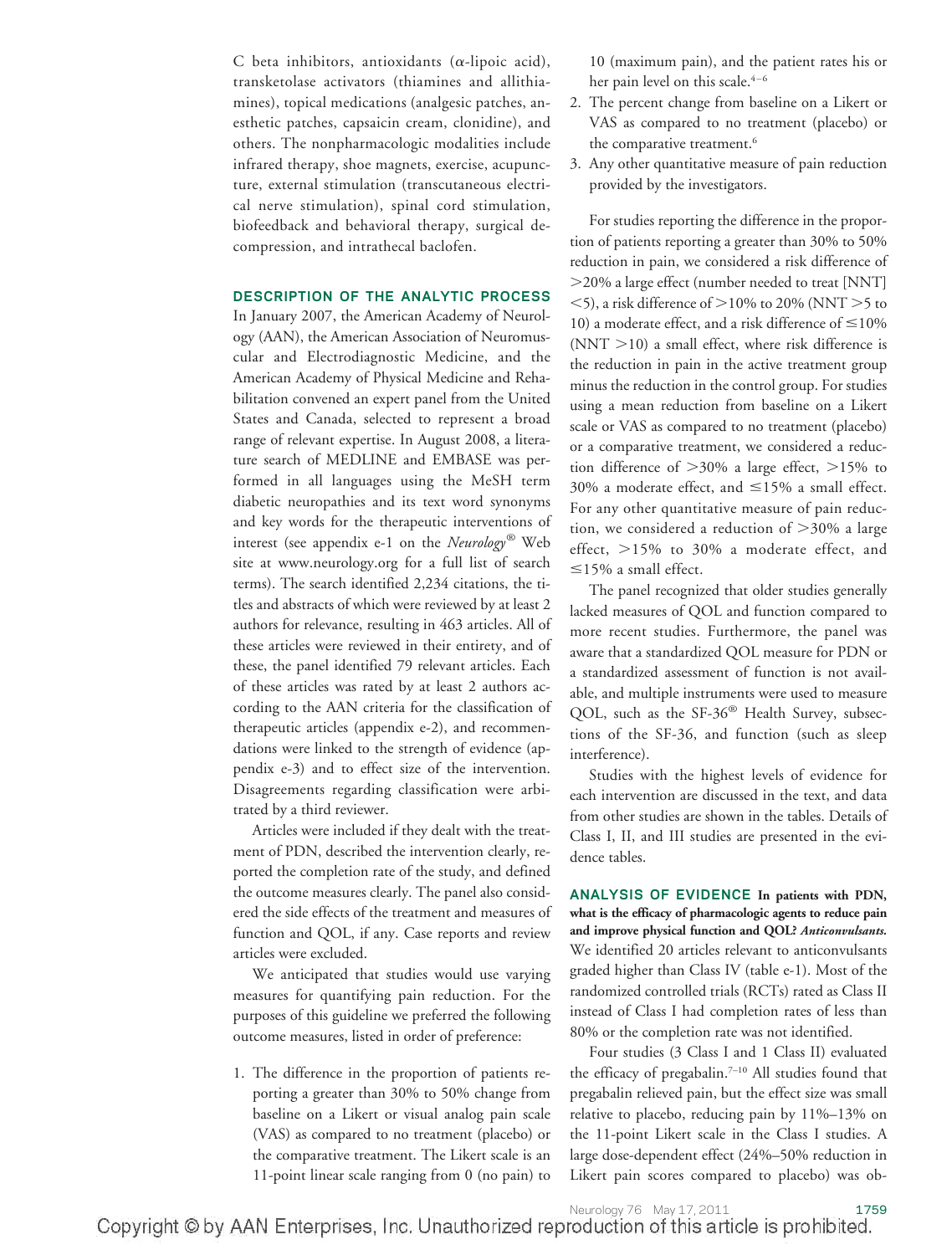C beta inhibitors, antioxidants (α-lipoic acid), transketolase activators (thiamines and allithiamines), topical medications (analgesic patches, anesthetic patches, capsaicin cream, clonidine), and others. The nonpharmacologic modalities include infrared therapy, shoe magnets, exercise, acupuncture, external stimulation (transcutaneous electrical nerve stimulation), spinal cord stimulation, biofeedback and behavioral therapy, surgical decompression, and intrathecal baclofen.

## DESCRIPTION OF THE ANALYTIC PROCESS

In January 2007, the American Academy of Neurology (AAN), the American Association of Neuromuscular and Electrodiagnostic Medicine, and the American Academy of Physical Medicine and Rehabilitation convened an expert panel from the United States and Canada, selected to represent a broad range of relevant expertise. In August 2008, a literature search of MEDLINE and EMBASE was performed in all languages using the MeSH term diabetic neuropathies and its text word synonyms and key words for the therapeutic interventions of interest (see appendix e-1 on the *Neurology*® Web site at www.neurology.org for a full list of search terms). The search identified 2,234 citations, the titles and abstracts of which were reviewed by at least 2 authors for relevance, resulting in 463 articles. All of these articles were reviewed in their entirety, and of these, the panel identified 79 relevant articles. Each of these articles was rated by at least 2 authors according to the AAN criteria for the classification of therapeutic articles (appendix e-2), and recommendations were linked to the strength of evidence (appendix e-3) and to effect size of the intervention. Disagreements regarding classification were arbitrated by a third reviewer.

Articles were included if they dealt with the treatment of PDN, described the intervention clearly, reported the completion rate of the study, and defined the outcome measures clearly. The panel also considered the side effects of the treatment and measures of function and QOL, if any. Case reports and review articles were excluded.

We anticipated that studies would use varying measures for quantifying pain reduction. For the purposes of this guideline we preferred the following outcome measures, listed in order of preference:

1. The difference in the proportion of patients reporting a greater than 30% to 50% change from baseline on a Likert or visual analog pain scale (VAS) as compared to no treatment (placebo) or the comparative treatment. The Likert scale is an 11-point linear scale ranging from 0 (no pain) to 10 (maximum pain), and the patient rates his or her pain level on this scale.[4–6]
2. The percent change from baseline on a Likert or VAS as compared to no treatment (placebo) or the comparative treatment.[6]
3. Any other quantitative measure of pain reduction provided by the investigators.

For studies reporting the difference in the proportion of patients reporting a greater than 30% to 50% reduction in pain, we considered a risk difference of >20% a large effect (number needed to treat [NNT] <5), a risk difference of >10% to 20% (NNT >5 to 10) a moderate effect, and a risk difference of ≤10% (NNT >10) a small effect, where risk difference is the reduction in pain in the active treatment group minus the reduction in the control group. For studies using a mean reduction from baseline on a Likert scale or VAS as compared to no treatment (placebo) or a comparative treatment, we considered a reduction difference of >30% a large effect, >15% to 30% a moderate effect, and ≤15% a small effect. For any other quantitative measure of pain reduction, we considered a reduction of >30% a large effect, >15% to 30% a moderate effect, and ≤15% a small effect.

The panel recognized that older studies generally lacked measures of QOL and function compared to more recent studies. Furthermore, the panel was aware that a standardized QOL measure for PDN or a standardized assessment of function is not available, and multiple instruments were used to measure QOL, such as the SF-36® Health Survey, subsections of the SF-36, and function (such as sleep interference).

Studies with the highest levels of evidence for each intervention are discussed in the text, and data from other studies are shown in the tables. Details of Class I, II, and III studies are presented in the evidence tables.

## ANALYSIS OF EVIDENCE

**In patients with PDN, what is the efficacy of pharmacologic agents to reduce pain and improve physical function and QOL?** ***Anticonvulsants.*** We identified 20 articles relevant to anticonvulsants graded higher than Class IV (table e-1). Most of the randomized controlled trials (RCTs) rated as Class II instead of Class I had completion rates of less than 80% or the completion rate was not identified.

Four studies (3 Class I and 1 Class II) evaluated the efficacy of pregabalin.[7–10] All studies found that pregabalin relieved pain, but the effect size was small relative to placebo, reducing pain by 11%–13% on the 11-point Likert scale in the Class I studies. A large dose-dependent effect (24%–50% reduction in Likert pain scores compared to placebo) was ob-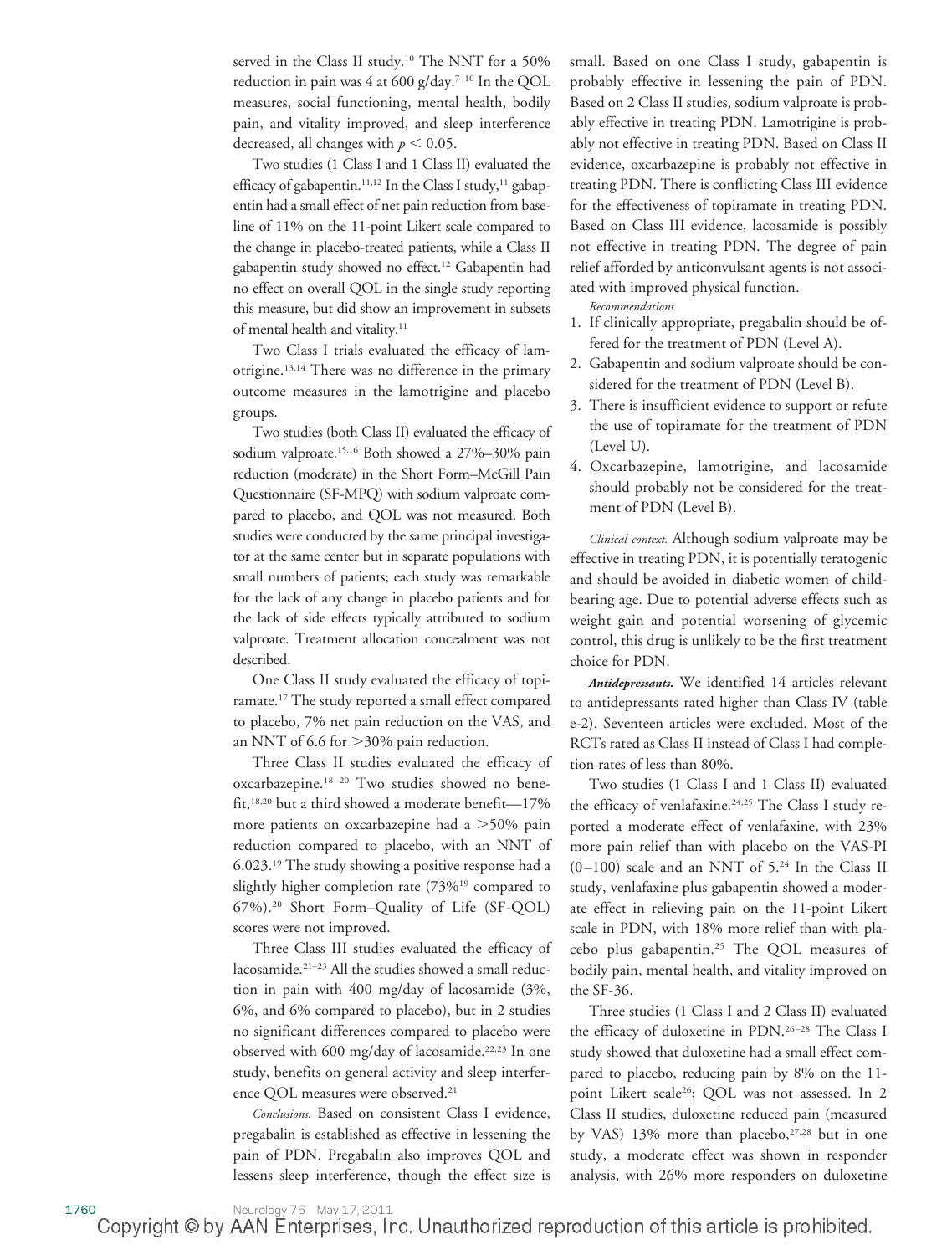served in the Class II study.[10] The NNT for a 50% reduction in pain was 4 at 600 g/day.[7–10] In the QOL measures, social functioning, mental health, bodily pain, and vitality improved, and sleep interference decreased, all changes with $p < 0.05$.

Two studies (1 Class I and 1 Class II) evaluated the efficacy of gabapentin.[11,12] In the Class I study,[11] gabapentin had a small effect of net pain reduction from baseline of 11% on the 11-point Likert scale compared to the change in placebo-treated patients, while a Class II gabapentin study showed no effect.[12] Gabapentin had no effect on overall QOL in the single study reporting this measure, but did show an improvement in subsets of mental health and vitality.[11]

Two Class I trials evaluated the efficacy of lamotrigine.[13,14] There was no difference in the primary outcome measures in the lamotrigine and placebo groups.

Two studies (both Class II) evaluated the efficacy of sodium valproate.[15,16] Both showed a 27%–30% pain reduction (moderate) in the Short Form–McGill Pain Questionnaire (SF-MPQ) with sodium valproate compared to placebo, and QOL was not measured. Both studies were conducted by the same principal investigator at the same center but in separate populations with small numbers of patients; each study was remarkable for the lack of any change in placebo patients and for the lack of side effects typically attributed to sodium valproate. Treatment allocation concealment was not described.

One Class II study evaluated the efficacy of topiramate.[17] The study reported a small effect compared to placebo, 7% net pain reduction on the VAS, and an NNT of 6.6 for >30% pain reduction.

Three Class II studies evaluated the efficacy of oxcarbazepine.[18–20] Two studies showed no benefit,[18,20] but a third showed a moderate benefit—17% more patients on oxcarbazepine had a >50% pain reduction compared to placebo, with an NNT of 6.023.[19] The study showing a positive response had a slightly higher completion rate (73%[19] compared to 67%).[20] Short Form–Quality of Life (SF-QOL) scores were not improved.

Three Class III studies evaluated the efficacy of lacosamide.[21–23] All the studies showed a small reduction in pain with 400 mg/day of lacosamide (3%, 6%, and 6% compared to placebo), but in 2 studies no significant differences compared to placebo were observed with 600 mg/day of lacosamide.[22,23] In one study, benefits on general activity and sleep interference QOL measures were observed.[21]

*Conclusions.* Based on consistent Class I evidence, pregabalin is established as effective in lessening the pain of PDN. Pregabalin also improves QOL and lessens sleep interference, though the effect size is small. Based on one Class I study, gabapentin is probably effective in lessening the pain of PDN. Based on 2 Class II studies, sodium valproate is probably effective in treating PDN. Lamotrigine is probably not effective in treating PDN. Based on Class II evidence, oxcarbazepine is probably not effective in treating PDN. There is conflicting Class III evidence for the effectiveness of topiramate in treating PDN. Based on Class III evidence, lacosamide is possibly not effective in treating PDN. The degree of pain relief afforded by anticonvulsant agents is not associated with improved physical function.

*Recommendations*

1. If clinically appropriate, pregabalin should be offered for the treatment of PDN (Level A).
2. Gabapentin and sodium valproate should be considered for the treatment of PDN (Level B).
3. There is insufficient evidence to support or refute the use of topiramate for the treatment of PDN (Level U).
4. Oxcarbazepine, lamotrigine, and lacosamide should probably not be considered for the treatment of PDN (Level B).

*Clinical context.* Although sodium valproate may be effective in treating PDN, it is potentially teratogenic and should be avoided in diabetic women of childbearing age. Due to potential adverse effects such as weight gain and potential worsening of glycemic control, this drug is unlikely to be the first treatment choice for PDN.

***Antidepressants.*** We identified 14 articles relevant to antidepressants rated higher than Class IV (table e-2). Seventeen articles were excluded. Most of the RCTs rated as Class II instead of Class I had completion rates of less than 80%.

Two studies (1 Class I and 1 Class II) evaluated the efficacy of venlafaxine.[24,25] The Class I study reported a moderate effect of venlafaxine, with 23% more pain relief than with placebo on the VAS-PI (0–100) scale and an NNT of 5.[24] In the Class II study, venlafaxine plus gabapentin showed a moderate effect in relieving pain on the 11-point Likert scale in PDN, with 18% more relief than with placebo plus gabapentin.[25] The QOL measures of bodily pain, mental health, and vitality improved on the SF-36.

Three studies (1 Class I and 2 Class II) evaluated the efficacy of duloxetine in PDN.[26–28] The Class I study showed that duloxetine had a small effect compared to placebo, reducing pain by 8% on the 11-point Likert scale[26]; QOL was not assessed. In 2 Class II studies, duloxetine reduced pain (measured by VAS) 13% more than placebo,[27,28] but in one study, a moderate effect was shown in responder analysis, with 26% more responders on duloxetine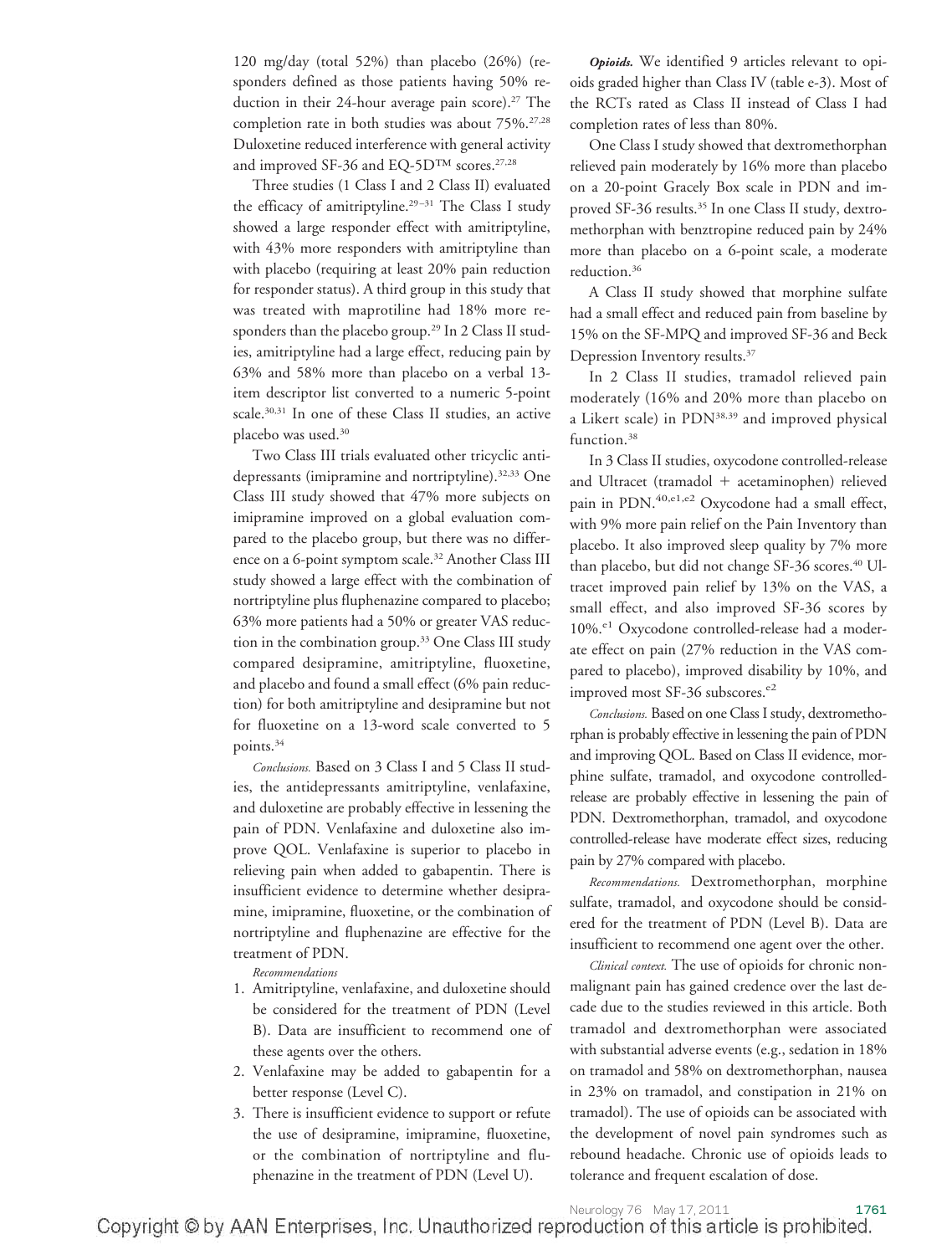120 mg/day (total 52%) than placebo (26%) (responders defined as those patients having 50% reduction in their 24-hour average pain score).[27] The completion rate in both studies was about 75%.[27,28] Duloxetine reduced interference with general activity and improved SF-36 and EQ-5D™ scores.[27,28]

Three studies (1 Class I and 2 Class II) evaluated the efficacy of amitriptyline.[29–31] The Class I study showed a large responder effect with amitriptyline, with 43% more responders with amitriptyline than with placebo (requiring at least 20% pain reduction for responder status). A third group in this study that was treated with maprotiline had 18% more responders than the placebo group.[29] In 2 Class II studies, amitriptyline had a large effect, reducing pain by 63% and 58% more than placebo on a verbal 13-item descriptor list converted to a numeric 5-point scale.[30,31] In one of these Class II studies, an active placebo was used.[30]

Two Class III trials evaluated other tricyclic antidepressants (imipramine and nortriptyline).[32,33] One Class III study showed that 47% more subjects on imipramine improved on a global evaluation compared to the placebo group, but there was no difference on a 6-point symptom scale.[32] Another Class III study showed a large effect with the combination of nortriptyline plus fluphenazine compared to placebo; 63% more patients had a 50% or greater VAS reduction in the combination group.[33] One Class III study compared desipramine, amitriptyline, fluoxetine, and placebo and found a small effect (6% pain reduction) for both amitriptyline and desipramine but not for fluoxetine on a 13-word scale converted to 5 points.[34]

*Conclusions.* Based on 3 Class I and 5 Class II studies, the antidepressants amitriptyline, venlafaxine, and duloxetine are probably effective in lessening the pain of PDN. Venlafaxine and duloxetine also improve QOL. Venlafaxine is superior to placebo in relieving pain when added to gabapentin. There is insufficient evidence to determine whether desipramine, imipramine, fluoxetine, or the combination of nortriptyline and fluphenazine are effective for the treatment of PDN.

*Recommendations*

1. Amitriptyline, venlafaxine, and duloxetine should be considered for the treatment of PDN (Level B). Data are insufficient to recommend one of these agents over the others.
2. Venlafaxine may be added to gabapentin for a better response (Level C).
3. There is insufficient evidence to support or refute the use of desipramine, imipramine, fluoxetine, or the combination of nortriptyline and fluphenazine in the treatment of PDN (Level U).

***Opioids.*** We identified 9 articles relevant to opioids graded higher than Class IV (table e-3). Most of the RCTs rated as Class II instead of Class I had completion rates of less than 80%.

One Class I study showed that dextromethorphan relieved pain moderately by 16% more than placebo on a 20-point Gracely Box scale in PDN and improved SF-36 results.[35] In one Class II study, dextromethorphan with benztropine reduced pain by 24% more than placebo on a 6-point scale, a moderate reduction.[36]

A Class II study showed that morphine sulfate had a small effect and reduced pain from baseline by 15% on the SF-MPQ and improved SF-36 and Beck Depression Inventory results.[37]

In 2 Class II studies, tramadol relieved pain moderately (16% and 20% more than placebo on a Likert scale) in PDN[38,39] and improved physical function.[38]

In 3 Class II studies, oxycodone controlled-release and Ultracet (tramadol + acetaminophen) relieved pain in PDN.[40,e1,e2] Oxycodone had a small effect, with 9% more pain relief on the Pain Inventory than placebo. It also improved sleep quality by 7% more than placebo, but did not change SF-36 scores.[40] Ultracet improved pain relief by 13% on the VAS, a small effect, and also improved SF-36 scores by 10%.[e1] Oxycodone controlled-release had a moderate effect on pain (27% reduction in the VAS compared to placebo), improved disability by 10%, and improved most SF-36 subscores.[e2]

*Conclusions.* Based on one Class I study, dextromethorphan is probably effective in lessening the pain of PDN and improving QOL. Based on Class II evidence, morphine sulfate, tramadol, and oxycodone controlled-release are probably effective in lessening the pain of PDN. Dextromethorphan, tramadol, and oxycodone controlled-release have moderate effect sizes, reducing pain by 27% compared with placebo.

*Recommendations.* Dextromethorphan, morphine sulfate, tramadol, and oxycodone should be considered for the treatment of PDN (Level B). Data are insufficient to recommend one agent over the other.

*Clinical context.* The use of opioids for chronic nonmalignant pain has gained credence over the last decade due to the studies reviewed in this article. Both tramadol and dextromethorphan were associated with substantial adverse events (e.g., sedation in 18% on tramadol and 58% on dextromethorphan, nausea in 23% on tramadol, and constipation in 21% on tramadol). The use of opioids can be associated with the development of novel pain syndromes such as rebound headache. Chronic use of opioids leads to tolerance and frequent escalation of dose.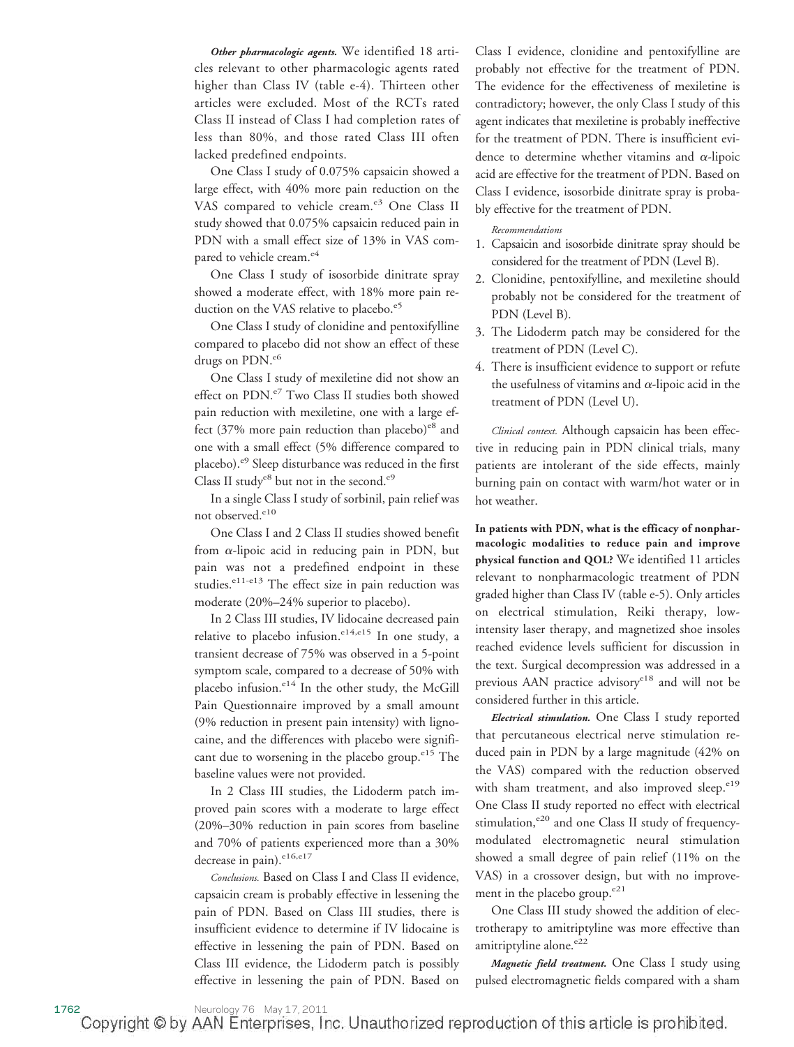***Other pharmacologic agents.*** We identified 18 articles relevant to other pharmacologic agents rated higher than Class IV (table e-4). Thirteen other articles were excluded. Most of the RCTs rated Class II instead of Class I had completion rates of less than 80%, and those rated Class III often lacked predefined endpoints.

One Class I study of 0.075% capsaicin showed a large effect, with 40% more pain reduction on the VAS compared to vehicle cream.[e3] One Class II study showed that 0.075% capsaicin reduced pain in PDN with a small effect size of 13% in VAS compared to vehicle cream.[e4]

One Class I study of isosorbide dinitrate spray showed a moderate effect, with 18% more pain reduction on the VAS relative to placebo.[e5]

One Class I study of clonidine and pentoxifylline compared to placebo did not show an effect of these drugs on PDN.[e6]

One Class I study of mexiletine did not show an effect on PDN.[e7] Two Class II studies both showed pain reduction with mexiletine, one with a large effect (37% more pain reduction than placebo)[e8] and one with a small effect (5% difference compared to placebo).[e9] Sleep disturbance was reduced in the first Class II study[e8] but not in the second.[e9]

In a single Class I study of sorbinil, pain relief was not observed.[e10]

One Class I and 2 Class II studies showed benefit from α-lipoic acid in reducing pain in PDN, but pain was not a predefined endpoint in these studies.[e11-e13] The effect size in pain reduction was moderate (20%–24% superior to placebo).

In 2 Class III studies, IV lidocaine decreased pain relative to placebo infusion.[e14,e15] In one study, a transient decrease of 75% was observed in a 5-point symptom scale, compared to a decrease of 50% with placebo infusion.[e14] In the other study, the McGill Pain Questionnaire improved by a small amount (9% reduction in present pain intensity) with lignocaine, and the differences with placebo were significant due to worsening in the placebo group.[e15] The baseline values were not provided.

In 2 Class III studies, the Lidoderm patch improved pain scores with a moderate to large effect (20%–30% reduction in pain scores from baseline and 70% of patients experienced more than a 30% decrease in pain).[e16,e17]

*Conclusions.* Based on Class I and Class II evidence, capsaicin cream is probably effective in lessening the pain of PDN. Based on Class III studies, there is insufficient evidence to determine if IV lidocaine is effective in lessening the pain of PDN. Based on Class III evidence, the Lidoderm patch is possibly effective in lessening the pain of PDN. Based on Class I evidence, clonidine and pentoxifylline are probably not effective for the treatment of PDN. The evidence for the effectiveness of mexiletine is contradictory; however, the only Class I study of this agent indicates that mexiletine is probably ineffective for the treatment of PDN. There is insufficient evidence to determine whether vitamins and α-lipoic acid are effective for the treatment of PDN. Based on Class I evidence, isosorbide dinitrate spray is probably effective for the treatment of PDN.

*Recommendations*

1. Capsaicin and isosorbide dinitrate spray should be considered for the treatment of PDN (Level B).
2. Clonidine, pentoxifylline, and mexiletine should probably not be considered for the treatment of PDN (Level B).
3. The Lidoderm patch may be considered for the treatment of PDN (Level C).
4. There is insufficient evidence to support or refute the usefulness of vitamins and α-lipoic acid in the treatment of PDN (Level U).

*Clinical context.* Although capsaicin has been effective in reducing pain in PDN clinical trials, many patients are intolerant of the side effects, mainly burning pain on contact with warm/hot water or in hot weather.

**In patients with PDN, what is the efficacy of nonpharmacologic modalities to reduce pain and improve physical function and QOL?** We identified 11 articles relevant to nonpharmacologic treatment of PDN graded higher than Class IV (table e-5). Only articles on electrical stimulation, Reiki therapy, low-intensity laser therapy, and magnetized shoe insoles reached evidence levels sufficient for discussion in the text. Surgical decompression was addressed in a previous AAN practice advisory[e18] and will not be considered further in this article.

***Electrical stimulation.*** One Class I study reported that percutaneous electrical nerve stimulation reduced pain in PDN by a large magnitude (42% on the VAS) compared with the reduction observed with sham treatment, and also improved sleep.[e19] One Class II study reported no effect with electrical stimulation,[e20] and one Class II study of frequency-modulated electromagnetic neural stimulation showed a small degree of pain relief (11% on the VAS) in a crossover design, but with no improvement in the placebo group.[e21]

One Class III study showed the addition of electrotherapy to amitriptyline was more effective than amitriptyline alone.[e22]

***Magnetic field treatment.*** One Class I study using pulsed electromagnetic fields compared with a sham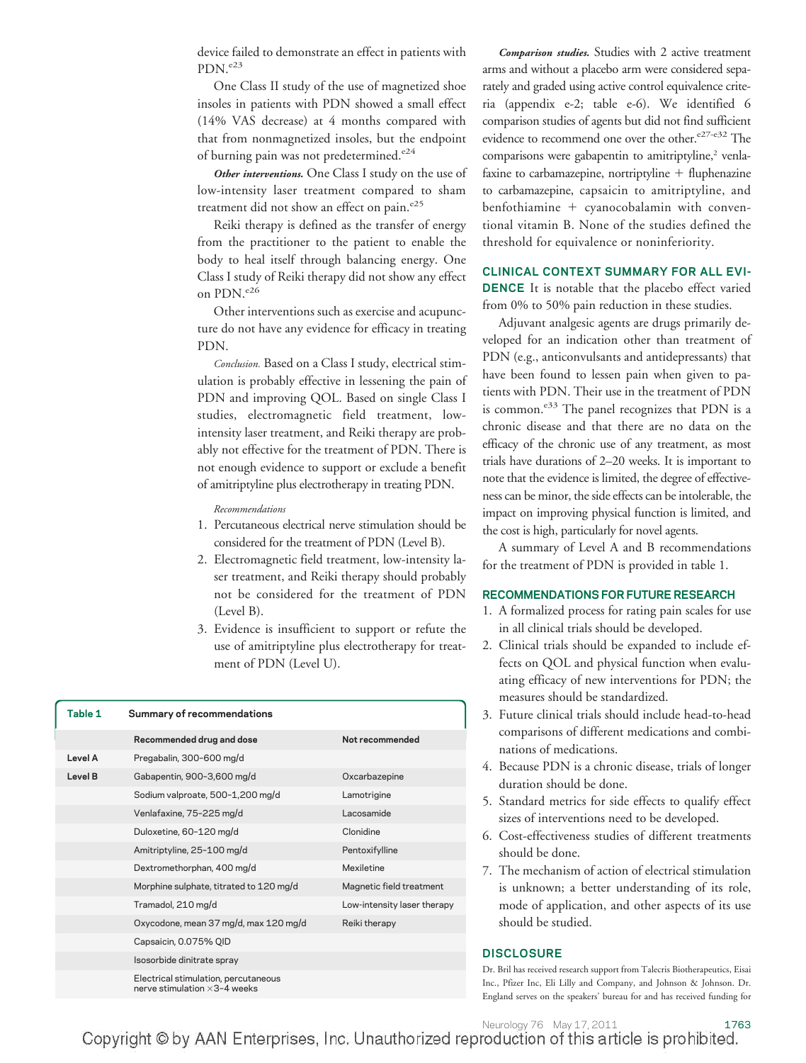device failed to demonstrate an effect in patients with PDN.[e23]

One Class II study of the use of magnetized shoe insoles in patients with PDN showed a small effect (14% VAS decrease) at 4 months compared with that from nonmagnetized insoles, but the endpoint of burning pain was not predetermined.[e24]

***Other interventions.*** One Class I study on the use of low-intensity laser treatment compared to sham treatment did not show an effect on pain.[e25]

Reiki therapy is defined as the transfer of energy from the practitioner to the patient to enable the body to heal itself through balancing energy. One Class I study of Reiki therapy did not show any effect on PDN.[e26]

Other interventions such as exercise and acupuncture do not have any evidence for efficacy in treating PDN.

*Conclusion.* Based on a Class I study, electrical stimulation is probably effective in lessening the pain of PDN and improving QOL. Based on single Class I studies, electromagnetic field treatment, low-intensity laser treatment, and Reiki therapy are probably not effective for the treatment of PDN. There is not enough evidence to support or exclude a benefit of amitriptyline plus electrotherapy in treating PDN.

*Recommendations*

1. Percutaneous electrical nerve stimulation should be considered for the treatment of PDN (Level B).
2. Electromagnetic field treatment, low-intensity laser treatment, and Reiki therapy should probably not be considered for the treatment of PDN (Level B).
3. Evidence is insufficient to support or refute the use of amitriptyline plus electrotherapy for treatment of PDN (Level U).

**Table 1** Summary of recommendations

| | Recommended drug and dose | Not recommended |
|---|---|---|
| Level A | Pregabalin, 300–600 mg/d | |
| Level B | Gabapentin, 900–3,600 mg/d | Oxcarbazepine |
| | Sodium valproate, 500–1,200 mg/d | Lamotrigine |
| | Venlafaxine, 75–225 mg/d | Lacosamide |
| | Duloxetine, 60–120 mg/d | Clonidine |
| | Amitriptyline, 25–100 mg/d | Pentoxifylline |
| | Dextromethorphan, 400 mg/d | Mexiletine |
| | Morphine sulphate, titrated to 120 mg/d | Magnetic field treatment |
| | Tramadol, 210 mg/d | Low-intensity laser therapy |
| | Oxycodone, mean 37 mg/d, max 120 mg/d | Reiki therapy |
| | Capsaicin, 0.075% QID | |
| | Isosorbide dinitrate spray | |
| | Electrical stimulation, percutaneous nerve stimulation ×3–4 weeks | |

***Comparison studies.*** Studies with 2 active treatment arms and without a placebo arm were considered separately and graded using active control equivalence criteria (appendix e-2; table e-6). We identified 6 comparison studies of agents but did not find sufficient evidence to recommend one over the other.[e27–e32] The comparisons were gabapentin to amitriptyline,[2] venlafaxine to carbamazepine, nortriptyline + fluphenazine to carbamazepine, capsaicin to amitriptyline, and benfothiamine + cyanocobalamin with conventional vitamin B. None of the studies defined the threshold for equivalence or noninferiority.

## CLINICAL CONTEXT SUMMARY FOR ALL EVIDENCE

It is notable that the placebo effect varied from 0% to 50% pain reduction in these studies.

Adjuvant analgesic agents are drugs primarily developed for an indication other than treatment of PDN (e.g., anticonvulsants and antidepressants) that have been found to lessen pain when given to patients with PDN. Their use in the treatment of PDN is common.[e33] The panel recognizes that PDN is a chronic disease and that there are no data on the efficacy of the chronic use of any treatment, as most trials have durations of 2–20 weeks. It is important to note that the evidence is limited, the degree of effectiveness can be minor, the side effects can be intolerable, the impact on improving physical function is limited, and the cost is high, particularly for novel agents.

A summary of Level A and B recommendations for the treatment of PDN is provided in table 1.

## RECOMMENDATIONS FOR FUTURE RESEARCH

1. A formalized process for rating pain scales for use in all clinical trials should be developed.
2. Clinical trials should be expanded to include effects on QOL and physical function when evaluating efficacy of new interventions for PDN; the measures should be standardized.
3. Future clinical trials should include head-to-head comparisons of different medications and combinations of medications.
4. Because PDN is a chronic disease, trials of longer duration should be done.
5. Standard metrics for side effects to qualify effect sizes of interventions need to be developed.
6. Cost-effectiveness studies of different treatments should be done.
7. The mechanism of action of electrical stimulation is unknown; a better understanding of its role, mode of application, and other aspects of its use should be studied.

## DISCLOSURE

Dr. Bril has received research support from Talecris Biotherapeutics, Eisai Inc., Pfizer Inc, Eli Lilly and Company, and Johnson & Johnson. Dr. England serves on the speakers' bureau for and has received funding for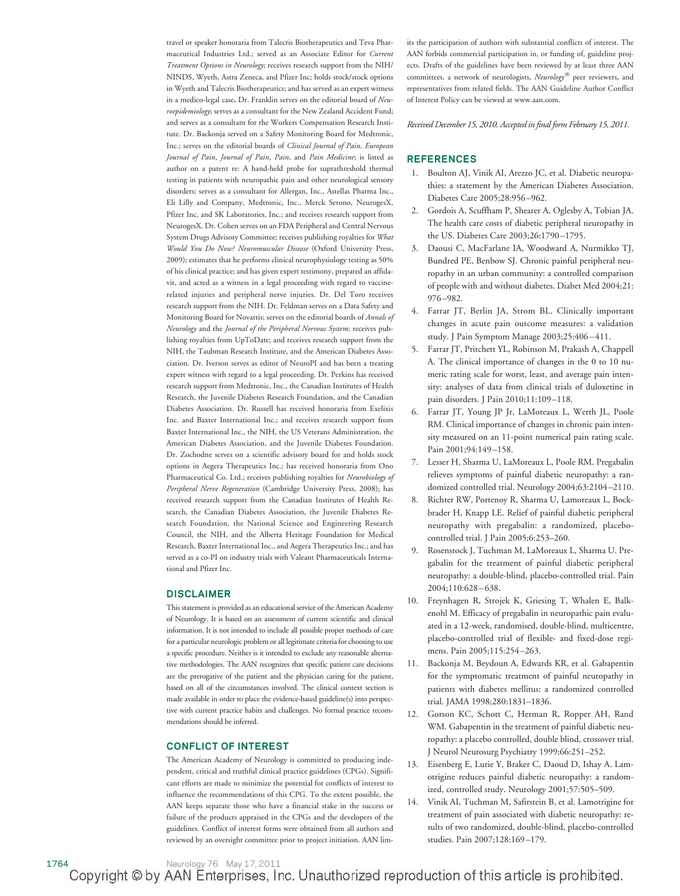travel or speaker honoraria from Talecris Biotherapeutics and Teva Pharmaceutical Industries Ltd.; served as an Associate Editor for *Current Treatment Options in Neurology*; receives research support from the NIH/NINDS, Wyeth, Astra Zeneca, and Pfizer Inc; holds stock/stock options in Wyeth and Talecris Biotherapeutics; and has served as an expert witness in a medico-legal case. Dr. Franklin serves on the editorial board of *Neuroepidemiology*; serves as a consultant for the New Zealand Accident Fund; and serves as a consultant for the Workers Compensation Research Institute. Dr. Backonja served on a Safety Monitoring Board for Medtronic, Inc.; serves on the editorial boards of *Clinical Journal of Pain*, *European Journal of Pain*, *Journal of Pain*, *Pain*, and *Pain Medicine*; is listed as author on a patent re: A hand-held probe for suprathreshold thermal testing in patients with neuropathic pain and other neurological sensory disorders; serves as a consultant for Allergan, Inc., Astellas Pharma Inc., Eli Lilly and Company, Medtronic, Inc., Merck Serono, NeurogesX, Pfizer Inc, and SK Laboratories, Inc.; and receives research support from NeurogesX. Dr. Cohen serves on an FDA Peripheral and Central Nervous System Drugs Advisory Committee; receives publishing royalties for *What Would You Do Now? Neuromuscular Disease* (Oxford University Press, 2009); estimates that he performs clinical neurophysiology testing as 50% of his clinical practice; and has given expert testimony, prepared an affidavit, and acted as a witness in a legal proceeding with regard to vaccine-related injuries and peripheral nerve injuries. Dr. Del Toro receives research support from the NIH. Dr. Feldman serves on a Data Safety and Monitoring Board for Novartis; serves on the editorial boards of *Annals of Neurology* and the *Journal of the Peripheral Nervous System*; receives publishing royalties from UpToDate; and receives research support from the NIH, the Taubman Research Institute, and the American Diabetes Association. Dr. Iverson serves as editor of NeuroPI and has been a treating expert witness with regard to a legal proceeding. Dr. Perkins has received research support from Medtronic, Inc., the Canadian Institutes of Health Research, the Juvenile Diabetes Research Foundation, and the Canadian Diabetes Association. Dr. Russell has received honoraria from Exelixis Inc. and Baxter International Inc.; and receives research support from Baxter International Inc., the NIH, the US Veterans Administration, the American Diabetes Association, and the Juvenile Diabetes Foundation. Dr. Zochodne serves on a scientific advisory board for and holds stock options in Aegera Therapeutics Inc.; has received honoraria from Ono Pharmaceutical Co. Ltd.; receives publishing royalties for *Neurobiology of Peripheral Nerve Regeneration* (Cambridge University Press, 2008); has received research support from the Canadian Institutes of Health Research, the Canadian Diabetes Association, the Juvenile Diabetes Research Foundation, the National Science and Engineering Research Council, the NIH, and the Alberta Heritage Foundation for Medical Research, Baxter International Inc., and Aegera Therapeutics Inc.; and has served as a co-PI on industry trials with Valeant Pharmaceuticals International and Pfizer Inc.

## DISCLAIMER

This statement is provided as an educational service of the American Academy of Neurology. It is based on an assessment of current scientific and clinical information. It is not intended to include all possible proper methods of care for a particular neurologic problem or all legitimate criteria for choosing to use a specific procedure. Neither is it intended to exclude any reasonable alternative methodologies. The AAN recognizes that specific patient care decisions are the prerogative of the patient and the physician caring for the patient, based on all of the circumstances involved. The clinical context section is made available in order to place the evidence-based guideline(s) into perspective with current practice habits and challenges. No formal practice recommendations should be inferred.

## CONFLICT OF INTEREST

The American Academy of Neurology is committed to producing independent, critical and truthful clinical practice guidelines (CPGs). Significant efforts are made to minimize the potential for conflicts of interest to influence the recommendations of this CPG. To the extent possible, the AAN keeps separate those who have a financial stake in the success or failure of the products appraised in the CPGs and the developers of the guidelines. Conflict of interest forms were obtained from all authors and reviewed by an oversight committee prior to project initiation. AAN limits the participation of authors with substantial conflicts of interest. The AAN forbids commercial participation in, or funding of, guideline projects. Drafts of the guidelines have been reviewed by at least three AAN committees, a network of neurologists, *Neurology*® peer reviewers, and representatives from related fields. The AAN Guideline Author Conflict of Interest Policy can be viewed at www.aan.com.

*Received December 15, 2010. Accepted in final form February 15, 2011.*

## REFERENCES

1. Boulton AJ, Vinik AI, Arezzo JC, et al. Diabetic neuropathies: a statement by the American Diabetes Association. Diabetes Care 2005;28:956–962.
2. Gordois A, Scuffham P, Shearer A, Oglesby A, Tobian JA. The health care costs of diabetic peripheral neuropathy in the US. Diabetes Care 2003;26:1790–1795.
3. Daousi C, MacFarlane IA, Woodward A, Nurmikko TJ, Bundred PE, Benbow SJ. Chronic painful peripheral neuropathy in an urban community: a controlled comparison of people with and without diabetes. Diabet Med 2004;21:976–982.
4. Farrar JT, Berlin JA, Strom BL. Clinically important changes in acute pain outcome measures: a validation study. J Pain Symptom Manage 2003;25:406–411.
5. Farrar JT, Pritchett YL, Robinson M, Prakash A, Chappell A. The clinical importance of changes in the 0 to 10 numeric rating scale for worst, least, and average pain intensity: analyses of data from clinical trials of duloxetine in pain disorders. J Pain 2010;11:109–118.
6. Farrar JT, Young JP Jr, LaMoreaux L, Werth JL, Poole RM. Clinical importance of changes in chronic pain intensity measured on an 11-point numerical pain rating scale. Pain 2001;94:149–158.
7. Lesser H, Sharma U, LaMoreaux L, Poole RM. Pregabalin relieves symptoms of painful diabetic neuropathy: a randomized controlled trial. Neurology 2004;63:2104–2110.
8. Richter RW, Portenoy R, Sharma U, Lamoreaux L, Bockbrader H, Knapp LE. Relief of painful diabetic peripheral neuropathy with pregabalin: a randomized, placebo-controlled trial. J Pain 2005;6:253–260.
9. Rosenstock J, Tuchman M, LaMoreaux L, Sharma U. Pregabalin for the treatment of painful diabetic peripheral neuropathy: a double-blind, placebo-controlled trial. Pain 2004;110:628–638.
10. Freynhagen R, Strojek K, Griesing T, Whalen E, Balkenohl M. Efficacy of pregabalin in neuropathic pain evaluated in a 12-week, randomised, double-blind, multicentre, placebo-controlled trial of flexible- and fixed-dose regimens. Pain 2005;115:254–263.
11. Backonja M, Beydoun A, Edwards KR, et al. Gabapentin for the symptomatic treatment of painful neuropathy in patients with diabetes mellitus: a randomized controlled trial. JAMA 1998;280:1831–1836.
12. Gorson KC, Schott C, Herman R, Ropper AH, Rand WM. Gabapentin in the treatment of painful diabetic neuropathy: a placebo controlled, double blind, crossover trial. J Neurol Neurosurg Psychiatry 1999;66:251–252.
13. Eisenberg E, Lurie Y, Braker C, Daoud D, Ishay A. Lamotrigine reduces painful diabetic neuropathy: a randomized, controlled study. Neurology 2001;57:505–509.
14. Vinik AI, Tuchman M, Safirstein B, et al. Lamotrigine for treatment of pain associated with diabetic neuropathy: results of two randomized, double-blind, placebo-controlled studies. Pain 2007;128:169–179.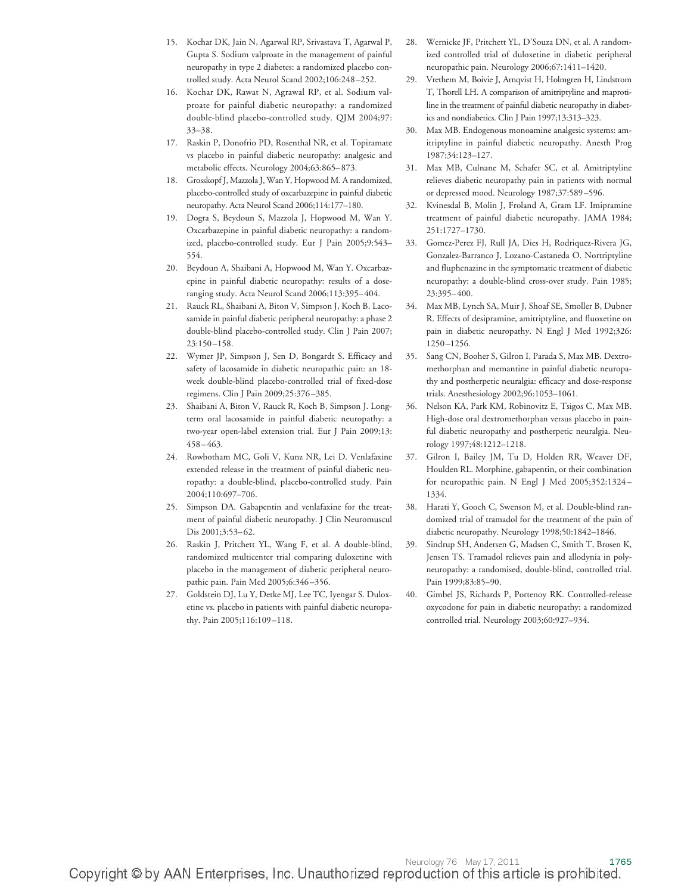15. Kochar DK, Jain N, Agarwal RP, Srivastava T, Agarwal P, Gupta S. Sodium valproate in the management of painful neuropathy in type 2 diabetes: a randomized placebo controlled study. Acta Neurol Scand 2002;106:248–252.
16. Kochar DK, Rawat N, Agrawal RP, et al. Sodium valproate for painful diabetic neuropathy: a randomized double-blind placebo-controlled study. QJM 2004;97:33–38.
17. Raskin P, Donofrio PD, Rosenthal NR, et al. Topiramate vs placebo in painful diabetic neuropathy: analgesic and metabolic effects. Neurology 2004;63:865–873.
18. Grosskopf J, Mazzola J, Wan Y, Hopwood M. A randomized, placebo-controlled study of oxcarbazepine in painful diabetic neuropathy. Acta Neurol Scand 2006;114:177–180.
19. Dogra S, Beydoun S, Mazzola J, Hopwood M, Wan Y. Oxcarbazepine in painful diabetic neuropathy: a randomized, placebo-controlled study. Eur J Pain 2005;9:543–554.
20. Beydoun A, Shaibani A, Hopwood M, Wan Y. Oxcarbazepine in painful diabetic neuropathy: results of a dose-ranging study. Acta Neurol Scand 2006;113:395–404.
21. Rauck RL, Shaibani A, Biton V, Simpson J, Koch B. Lacosamide in painful diabetic peripheral neuropathy: a phase 2 double-blind placebo-controlled study. Clin J Pain 2007;23:150–158.
22. Wymer JP, Simpson J, Sen D, Bongardt S. Efficacy and safety of lacosamide in diabetic neuropathic pain: an 18-week double-blind placebo-controlled trial of fixed-dose regimens. Clin J Pain 2009;25:376–385.
23. Shaibani A, Biton V, Rauck R, Koch B, Simpson J. Long-term oral lacosamide in painful diabetic neuropathy: a two-year open-label extension trial. Eur J Pain 2009;13:458–463.
24. Rowbotham MC, Goli V, Kunz NR, Lei D. Venlafaxine extended release in the treatment of painful diabetic neuropathy: a double-blind, placebo-controlled study. Pain 2004;110:697–706.
25. Simpson DA. Gabapentin and venlafaxine for the treatment of painful diabetic neuropathy. J Clin Neuromuscul Dis 2001;3:53–62.
26. Raskin J, Pritchett YL, Wang F, et al. A double-blind, randomized multicenter trial comparing duloxetine with placebo in the management of diabetic peripheral neuropathic pain. Pain Med 2005;6:346–356.
27. Goldstein DJ, Lu Y, Detke MJ, Lee TC, Iyengar S. Duloxetine vs. placebo in patients with painful diabetic neuropathy. Pain 2005;116:109–118.
28. Wernicke JF, Pritchett YL, D'Souza DN, et al. A randomized controlled trial of duloxetine in diabetic peripheral neuropathic pain. Neurology 2006;67:1411–1420.
29. Vrethem M, Boivie J, Arnqvist H, Holmgren H, Lindstrom T, Thorell LH. A comparison of amitriptyline and maprotiline in the treatment of painful diabetic neuropathy in diabetics and nondiabetics. Clin J Pain 1997;13:313–323.
30. Max MB. Endogenous monoamine analgesic systems: amitriptyline in painful diabetic neuropathy. Anesth Prog 1987;34:123–127.
31. Max MB, Culnane M, Schafer SC, et al. Amitriptyline relieves diabetic neuropathy pain in patients with normal or depressed mood. Neurology 1987;37:589–596.
32. Kvinesdal B, Molin J, Froland A, Gram LF. Imipramine treatment of painful diabetic neuropathy. JAMA 1984;251:1727–1730.
33. Gomez-Perez FJ, Rull JA, Dies H, Rodriquez-Rivera JG, Gonzalez-Barranco J, Lozano-Castaneda O. Nortriptyline and fluphenazine in the symptomatic treatment of diabetic neuropathy: a double-blind cross-over study. Pain 1985;23:395–400.
34. Max MB, Lynch SA, Muir J, Shoaf SE, Smoller B, Dubner R. Effects of desipramine, amitriptyline, and fluoxetine on pain in diabetic neuropathy. N Engl J Med 1992;326:1250–1256.
35. Sang CN, Booher S, Gilron I, Parada S, Max MB. Dextromethorphan and memantine in painful diabetic neuropathy and postherpetic neuralgia: efficacy and dose-response trials. Anesthesiology 2002;96:1053–1061.
36. Nelson KA, Park KM, Robinovitz E, Tsigos C, Max MB. High-dose oral dextromethorphan versus placebo in painful diabetic neuropathy and postherpetic neuralgia. Neurology 1997;48:1212–1218.
37. Gilron I, Bailey JM, Tu D, Holden RR, Weaver DF, Houlden RL. Morphine, gabapentin, or their combination for neuropathic pain. N Engl J Med 2005;352:1324–1334.
38. Harati Y, Gooch C, Swenson M, et al. Double-blind randomized trial of tramadol for the treatment of the pain of diabetic neuropathy. Neurology 1998;50:1842–1846.
39. Sindrup SH, Andersen G, Madsen C, Smith T, Brosen K, Jensen TS. Tramadol relieves pain and allodynia in polyneuropathy: a randomised, double-blind, controlled trial. Pain 1999;83:85–90.
40. Gimbel JS, Richards P, Portenoy RK. Controlled-release oxycodone for pain in diabetic neuropathy: a randomized controlled trial. Neurology 2003;60:927–934.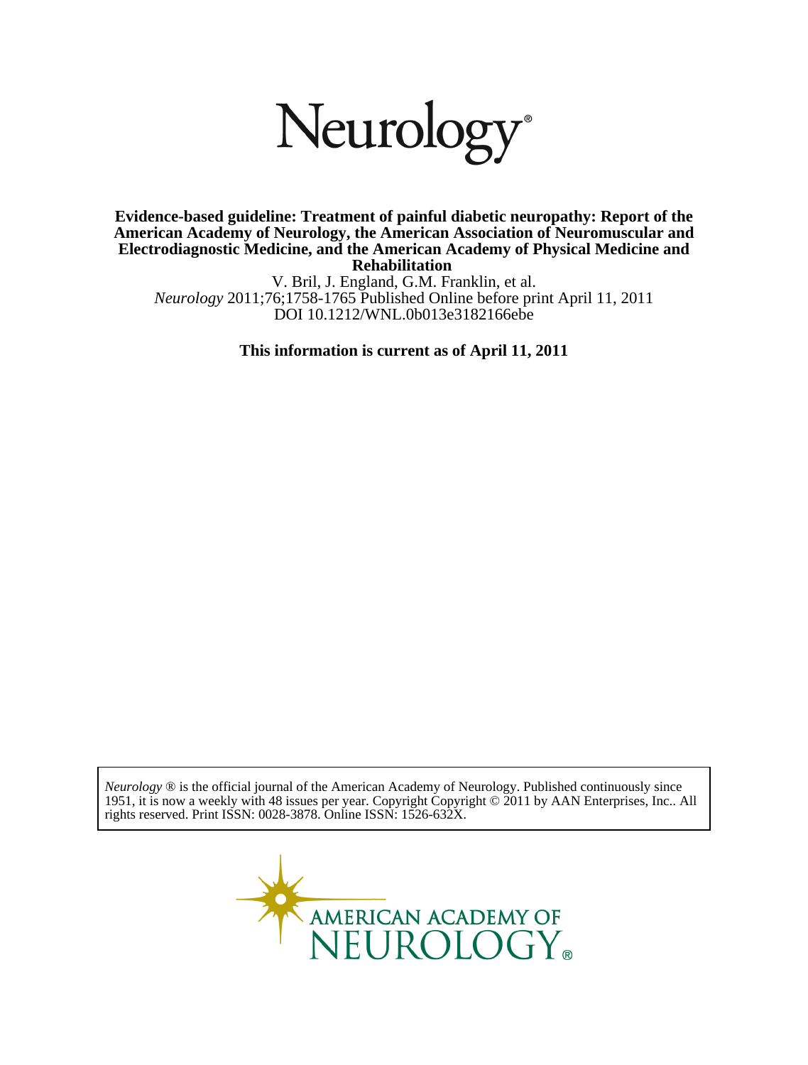# Neurology®

**Evidence-based guideline: Treatment of painful diabetic neuropathy: Report of the American Academy of Neurology, the American Association of Neuromuscular and Electrodiagnostic Medicine, and the American Academy of Physical Medicine and Rehabilitation**

V. Bril, J. England, G.M. Franklin, et al.

*Neurology* 2011;76;1758-1765 Published Online before print April 11, 2011

DOI 10.1212/WNL.0b013e3182166ebe

**This information is current as of April 11, 2011**

*Neurology* ® is the official journal of the American Academy of Neurology. Published continuously since 1951, it is now a weekly with 48 issues per year. Copyright Copyright © 2011 by AAN Enterprises, Inc.. All rights reserved. Print ISSN: 0028-3878. Online ISSN: 1526-632X.

AMERICAN ACADEMY OF NEUROLOGY®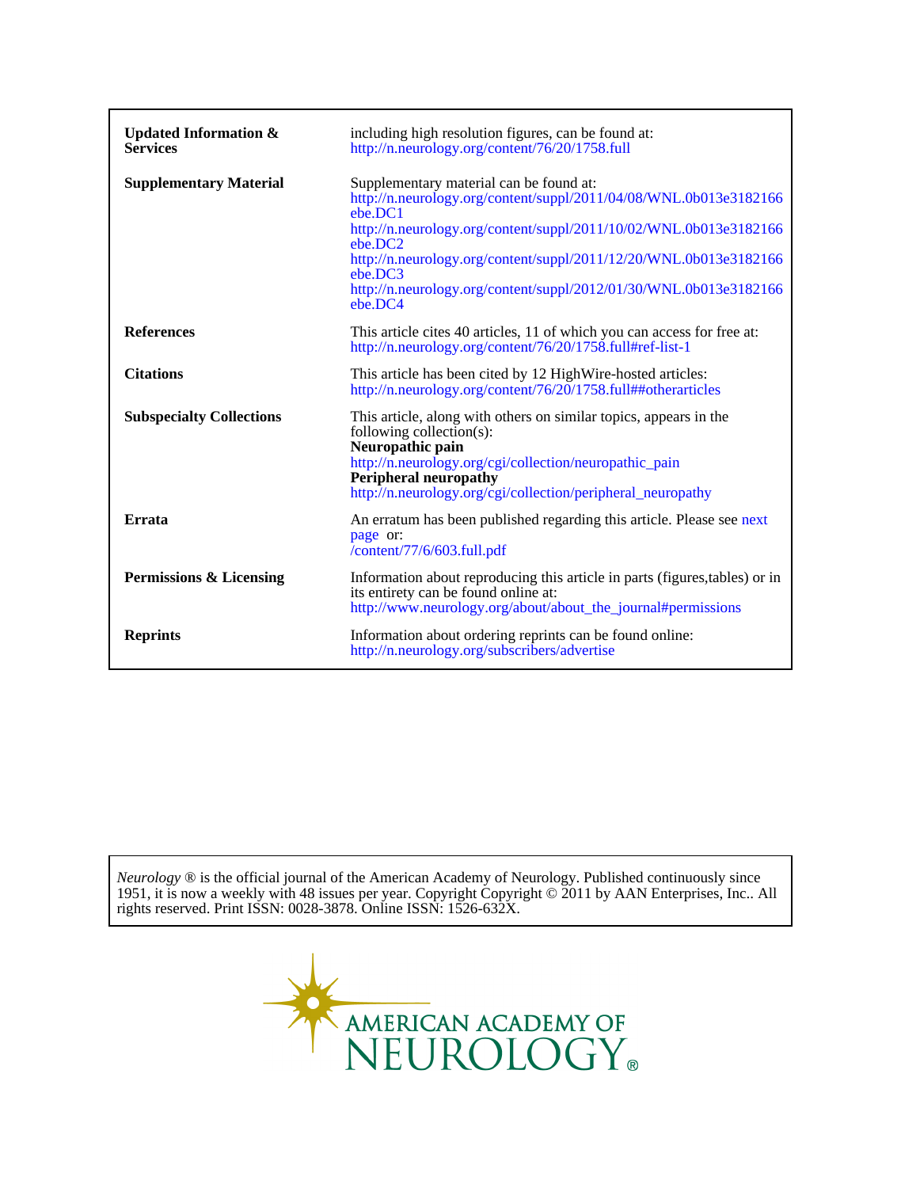| | |
|---|---|
| **Updated Information & Services** | including high resolution figures, can be found at: http://n.neurology.org/content/76/20/1758.full |
| **Supplementary Material** | Supplementary material can be found at: http://n.neurology.org/content/suppl/2011/04/08/WNL.0b013e3182166ebe.DC1 http://n.neurology.org/content/suppl/2011/10/02/WNL.0b013e3182166ebe.DC2 http://n.neurology.org/content/suppl/2011/12/20/WNL.0b013e3182166ebe.DC3 http://n.neurology.org/content/suppl/2012/01/30/WNL.0b013e3182166ebe.DC4 |
| **References** | This article cites 40 articles, 11 of which you can access for free at: http://n.neurology.org/content/76/20/1758.full#ref-list-1 |
| **Citations** | This article has been cited by 12 HighWire-hosted articles: http://n.neurology.org/content/76/20/1758.full##otherarticles |
| **Subspecialty Collections** | This article, along with others on similar topics, appears in the following collection(s): **Neuropathic pain** http://n.neurology.org/cgi/collection/neuropathic_pain **Peripheral neuropathy** http://n.neurology.org/cgi/collection/peripheral_neuropathy |
| **Errata** | An erratum has been published regarding this article. Please see next page or: /content/77/6/603.full.pdf |
| **Permissions & Licensing** | Information about reproducing this article in parts (figures,tables) or in its entirety can be found online at: http://www.neurology.org/about/about_the_journal#permissions |
| **Reprints** | Information about ordering reprints can be found online: http://n.neurology.org/subscribers/advertise |

*Neurology* ® is the official journal of the American Academy of Neurology. Published continuously since 1951, it is now a weekly with 48 issues per year. Copyright Copyright © 2011 by AAN Enterprises, Inc.. All rights reserved. Print ISSN: 0028-3878. Online ISSN: 1526-632X.

AMERICAN ACADEMY OF NEUROLOGY®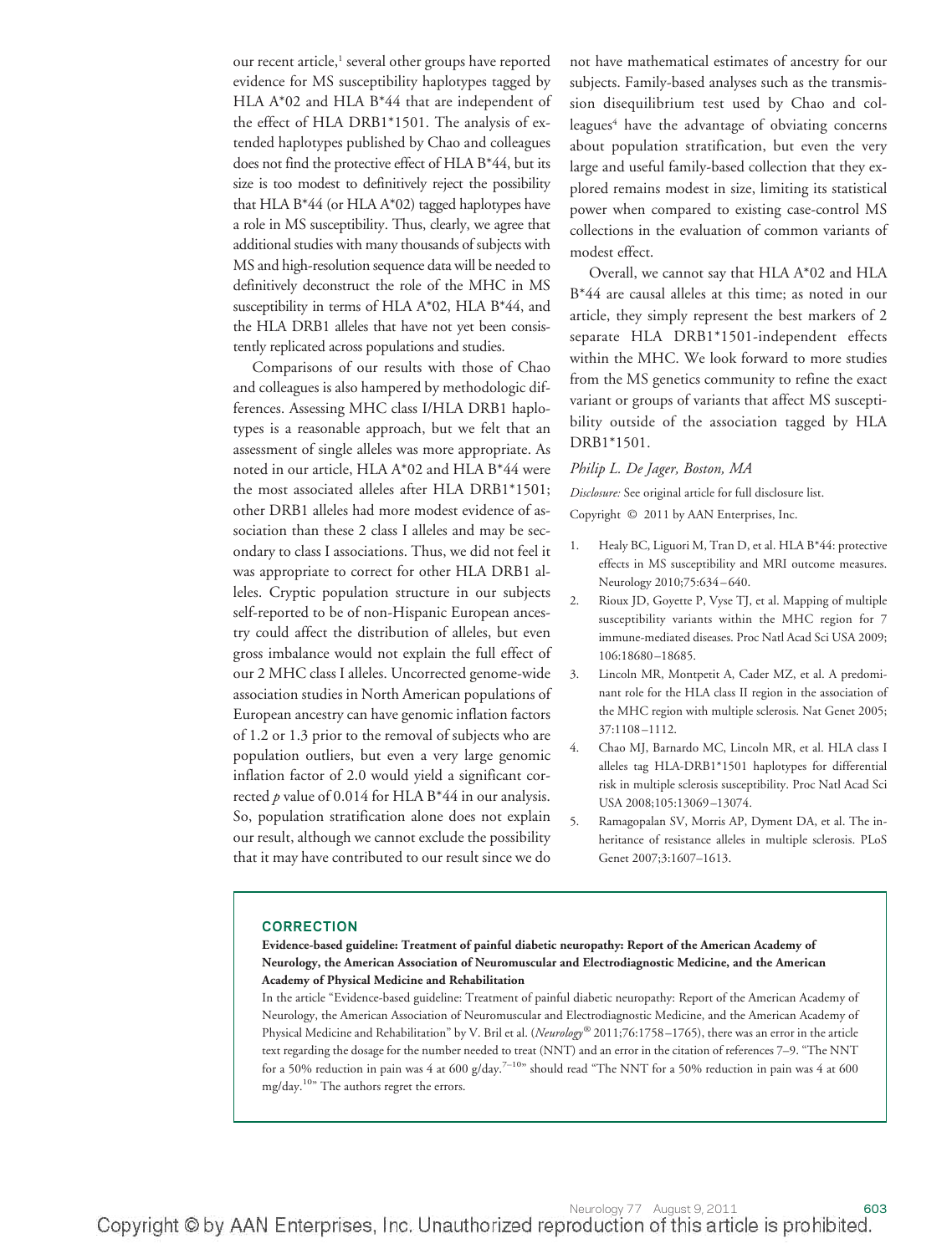our recent article,[1] several other groups have reported evidence for MS susceptibility haplotypes tagged by HLA A*02 and HLA B*44 that are independent of the effect of HLA DRB1*1501. The analysis of extended haplotypes published by Chao and colleagues does not find the protective effect of HLA B*44, but its size is too modest to definitively reject the possibility that HLA B*44 (or HLA A*02) tagged haplotypes have a role in MS susceptibility. Thus, clearly, we agree that additional studies with many thousands of subjects with MS and high-resolution sequence data will be needed to definitively deconstruct the role of the MHC in MS susceptibility in terms of HLA A*02, HLA B*44, and the HLA DRB1 alleles that have not yet been consistently replicated across populations and studies.

Comparisons of our results with those of Chao and colleagues is also hampered by methodologic differences. Assessing MHC class I/HLA DRB1 haplotypes is a reasonable approach, but we felt that an assessment of single alleles was more appropriate. As noted in our article, HLA A*02 and HLA B*44 were the most associated alleles after HLA DRB1*1501; other DRB1 alleles had more modest evidence of association than these 2 class I alleles and may be secondary to class I associations. Thus, we did not feel it was appropriate to correct for other HLA DRB1 alleles. Cryptic population structure in our subjects self-reported to be of non-Hispanic European ancestry could affect the distribution of alleles, but even gross imbalance would not explain the full effect of our 2 MHC class I alleles. Uncorrected genome-wide association studies in North American populations of European ancestry can have genomic inflation factors of 1.2 or 1.3 prior to the removal of subjects who are population outliers, but even a very large genomic inflation factor of 2.0 would yield a significant corrected $p$ value of 0.014 for HLA B*44 in our analysis. So, population stratification alone does not explain our result, although we cannot exclude the possibility that it may have contributed to our result since we do not have mathematical estimates of ancestry for our subjects. Family-based analyses such as the transmission disequilibrium test used by Chao and colleagues[4] have the advantage of obviating concerns about population stratification, but even the very large and useful family-based collection that they explored remains modest in size, limiting its statistical power when compared to existing case-control MS collections in the evaluation of common variants of modest effect.

Overall, we cannot say that HLA A*02 and HLA B*44 are causal alleles at this time; as noted in our article, they simply represent the best markers of 2 separate HLA DRB1*1501-independent effects within the MHC. We look forward to more studies from the MS genetics community to refine the exact variant or groups of variants that affect MS susceptibility outside of the association tagged by HLA DRB1*1501.

*Philip L. De Jager, Boston, MA*

*Disclosure:* See original article for full disclosure list.

Copyright © 2011 by AAN Enterprises, Inc.

1. Healy BC, Liguori M, Tran D, et al. HLA B*44: protective effects in MS susceptibility and MRI outcome measures. Neurology 2010;75:634–640.
2. Rioux JD, Goyette P, Vyse TJ, et al. Mapping of multiple susceptibility variants within the MHC region for 7 immune-mediated diseases. Proc Natl Acad Sci USA 2009; 106:18680–18685.
3. Lincoln MR, Montpetit A, Cader MZ, et al. A predominant role for the HLA class II region in the association of the MHC region with multiple sclerosis. Nat Genet 2005; 37:1108–1112.
4. Chao MJ, Barnardo MC, Lincoln MR, et al. HLA class I alleles tag HLA-DRB1*1501 haplotypes for differential risk in multiple sclerosis susceptibility. Proc Natl Acad Sci USA 2008;105:13069–13074.
5. Ramagopalan SV, Morris AP, Dyment DA, et al. The inheritance of resistance alleles in multiple sclerosis. PLoS Genet 2007;3:1607–1613.

## CORRECTION

**Evidence-based guideline: Treatment of painful diabetic neuropathy: Report of the American Academy of Neurology, the American Association of Neuromuscular and Electrodiagnostic Medicine, and the American Academy of Physical Medicine and Rehabilitation**

In the article "Evidence-based guideline: Treatment of painful diabetic neuropathy: Report of the American Academy of Neurology, the American Association of Neuromuscular and Electrodiagnostic Medicine, and the American Academy of Physical Medicine and Rehabilitation" by V. Bril et al. (*Neurology®* 2011;76:1758–1765), there was an error in the article text regarding the dosage for the number needed to treat (NNT) and an error in the citation of references 7–9. "The NNT for a 50% reduction in pain was 4 at 600 g/day.[7–10]" should read "The NNT for a 50% reduction in pain was 4 at 600 mg/day.[10]" The authors regret the errors.